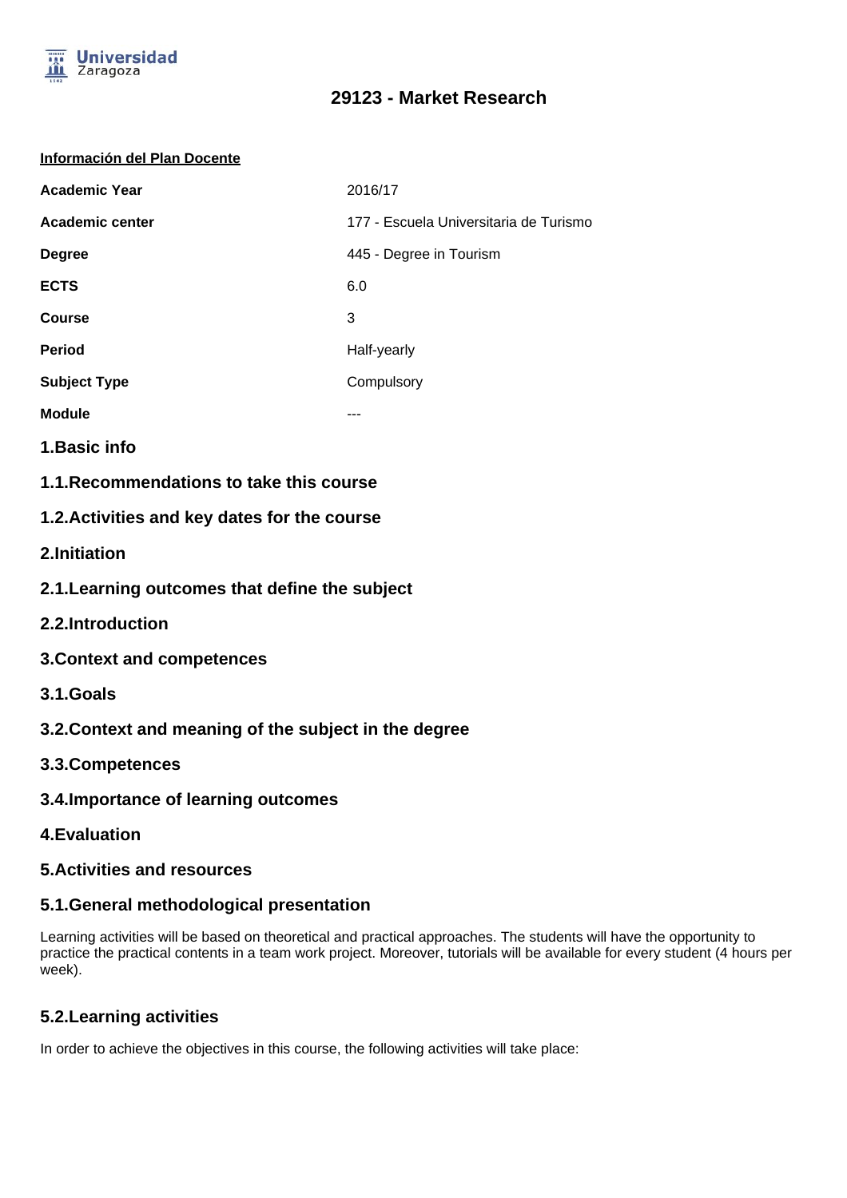# 29123 - Market Research

**Información del Plan Docente**

| | |
|---|---|
| **Academic Year** | 2016/17 |
| **Academic center** | 177 - Escuela Universitaria de Turismo |
| **Degree** | 445 - Degree in Tourism |
| **ECTS** | 6.0 |
| **Course** | 3 |
| **Period** | Half-yearly |
| **Subject Type** | Compulsory |
| **Module** | --- |

## 1.Basic info

### 1.1.Recommendations to take this course

### 1.2.Activities and key dates for the course

## 2.Initiation

### 2.1.Learning outcomes that define the subject

### 2.2.Introduction

## 3.Context and competences

### 3.1.Goals

### 3.2.Context and meaning of the subject in the degree

### 3.3.Competences

### 3.4.Importance of learning outcomes

## 4.Evaluation

## 5.Activities and resources

### 5.1.General methodological presentation

Learning activities will be based on theoretical and practical approaches. The students will have the opportunity to practice the practical contents in a team work project. Moreover, tutorials will be available for every student (4 hours per week).

### 5.2.Learning activities

In order to achieve the objectives in this course, the following activities will take place: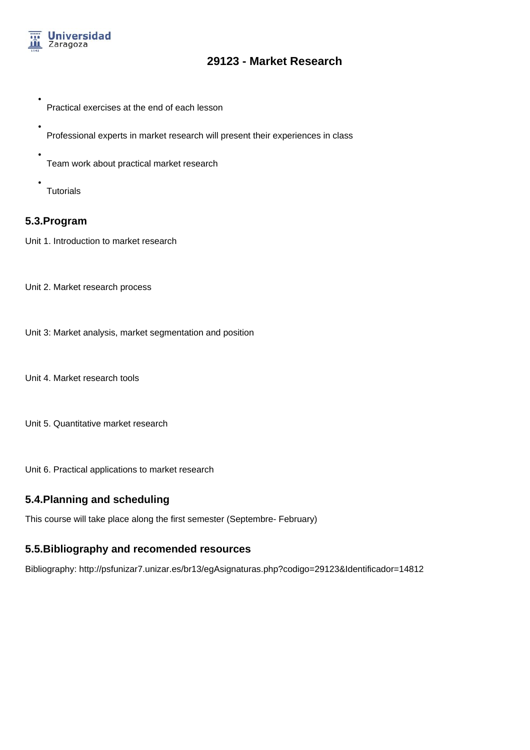- Practical exercises at the end of each lesson
- Professional experts in market research will present their experiences in class
- Team work about practical market research
- Tutorials

## 5.3.Program

Unit 1. Introduction to market research

Unit 2. Market research process

Unit 3: Market analysis, market segmentation and position

Unit 4. Market research tools

Unit 5. Quantitative market research

Unit 6. Practical applications to market research

## 5.4.Planning and scheduling

This course will take place along the first semester (Septembre- February)

## 5.5.Bibliography and recomended resources

Bibliography: http://psfunizar7.unizar.es/br13/egAsignaturas.php?codigo=29123&Identificador=14812